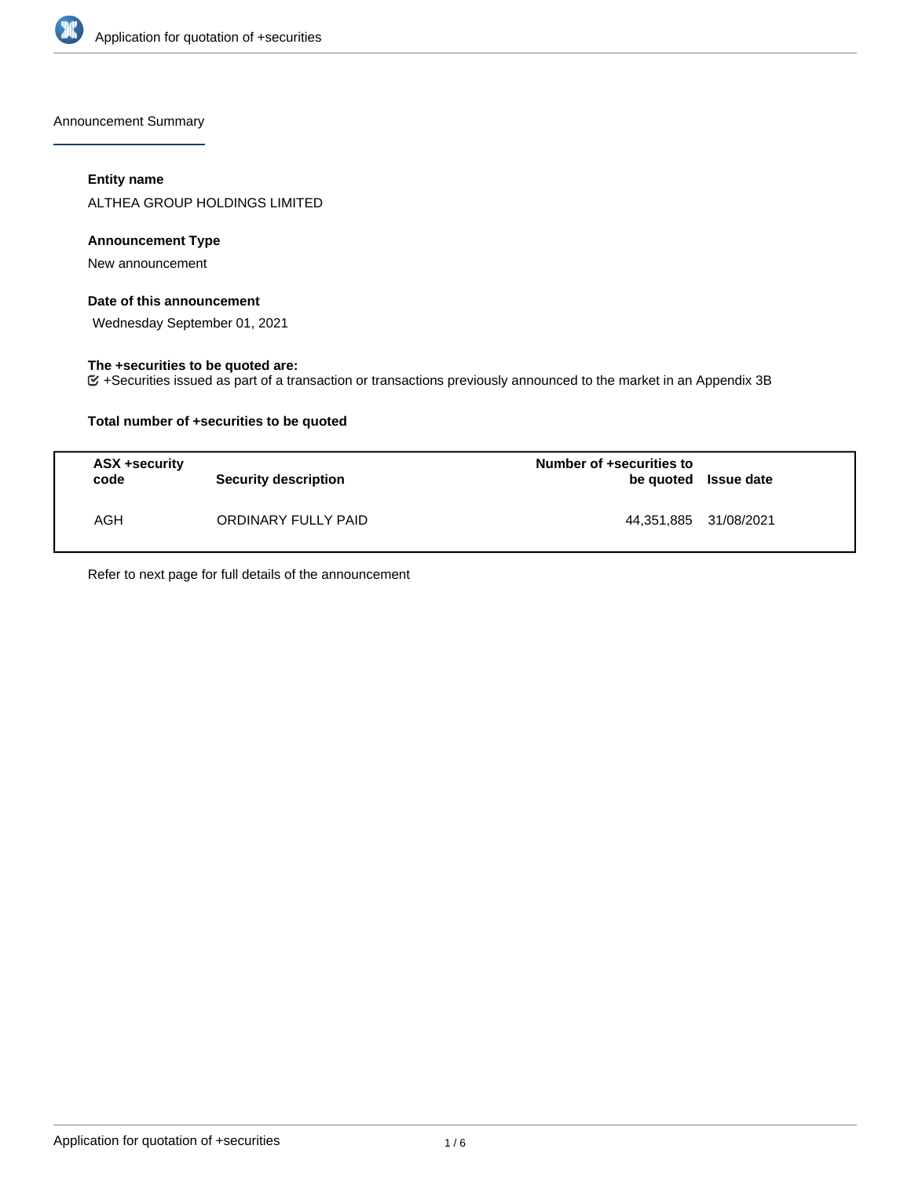Announcement Summary

**Entity name**

ALTHEA GROUP HOLDINGS LIMITED

**Announcement Type**

New announcement

**Date of this announcement**

Wednesday September 01, 2021

**The +securities to be quoted are:**

+Securities issued as part of a transaction or transactions previously announced to the market in an Appendix 3B

**Total number of +securities to be quoted**

| ASX +security code | Security description | Number of +securities to be quoted | Issue date |
|---|---|---|---|
| AGH | ORDINARY FULLY PAID | 44,351,885 | 31/08/2021 |

Refer to next page for full details of the announcement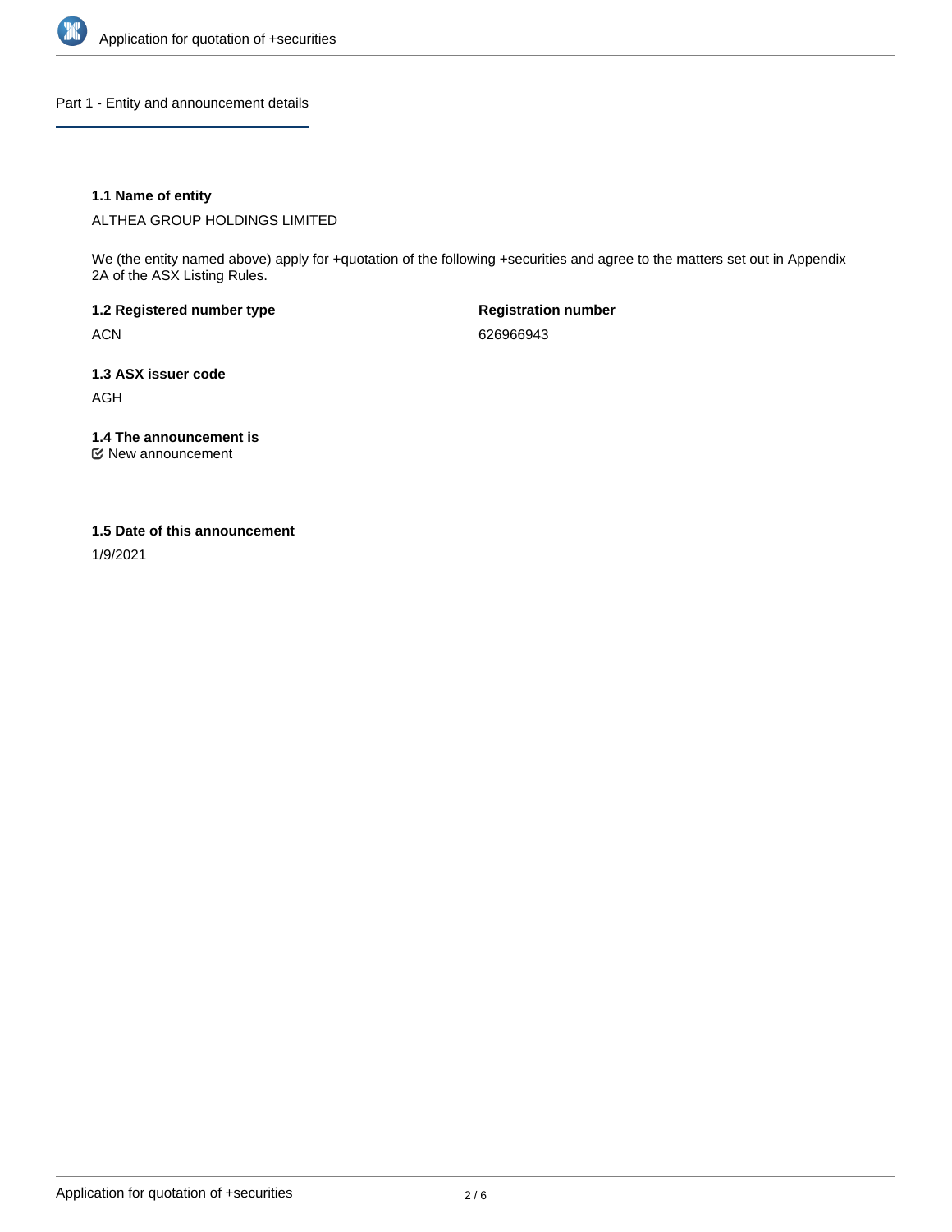## Part 1 - Entity and announcement details

### 1.1 Name of entity

ALTHEA GROUP HOLDINGS LIMITED

We (the entity named above) apply for +quotation of the following +securities and agree to the matters set out in Appendix 2A of the ASX Listing Rules.

**1.2 Registered number type**

ACN

**Registration number**

626966943

### 1.3 ASX issuer code

AGH

### 1.4 The announcement is

☑ New announcement

### 1.5 Date of this announcement

1/9/2021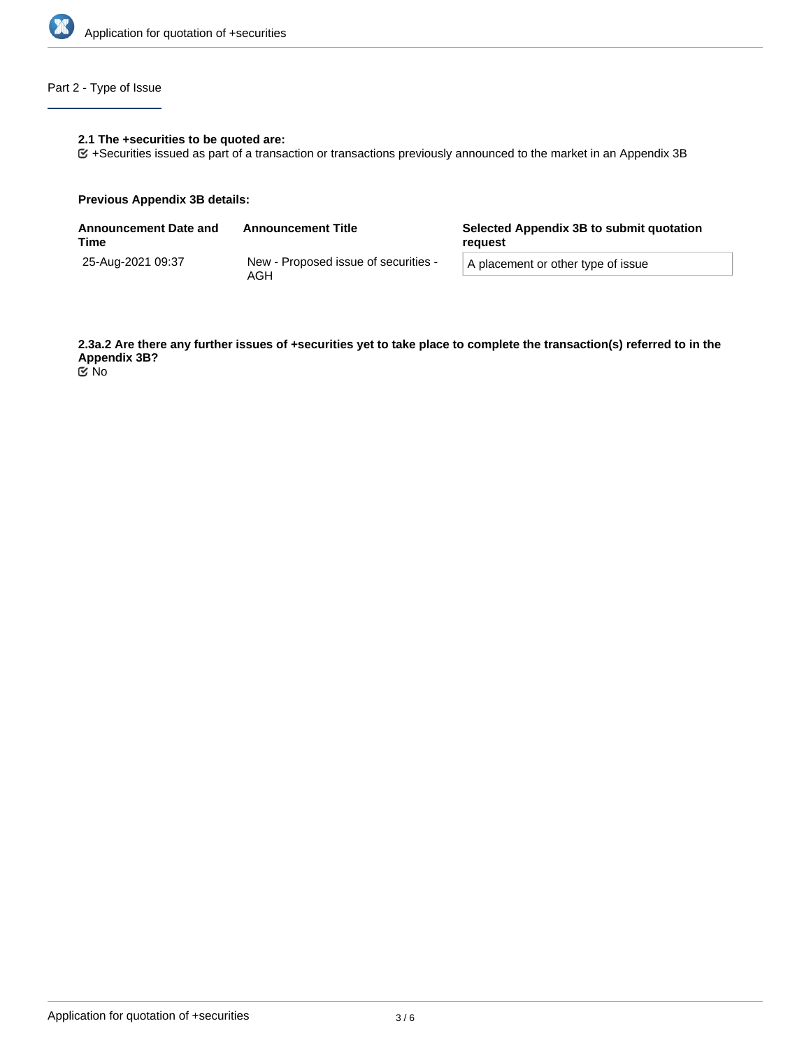## Part 2 - Type of Issue

**2.1 The +securities to be quoted are:**

☑ +Securities issued as part of a transaction or transactions previously announced to the market in an Appendix 3B

**Previous Appendix 3B details:**

| Announcement Date and Time | Announcement Title | Selected Appendix 3B to submit quotation request |
| --- | --- | --- |
| 25-Aug-2021 09:37 | New - Proposed issue of securities - AGH | A placement or other type of issue |

**2.3a.2 Are there any further issues of +securities yet to take place to complete the transaction(s) referred to in the Appendix 3B?**

☑ No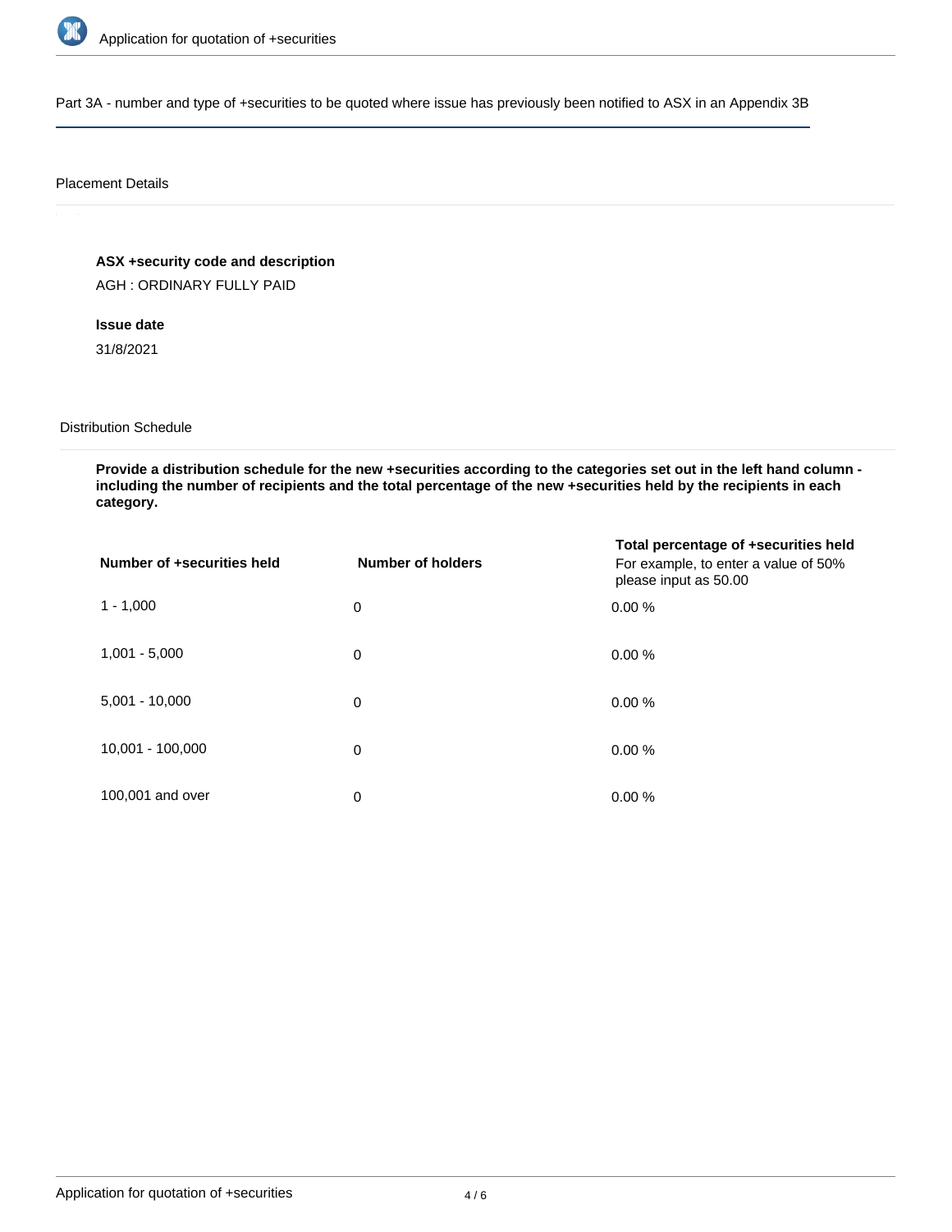## Part 3A - number and type of +securities to be quoted where issue has previously been notified to ASX in an Appendix 3B

### Placement Details

**ASX +security code and description**

AGH : ORDINARY FULLY PAID

**Issue date**

31/8/2021

### Distribution Schedule

**Provide a distribution schedule for the new +securities according to the categories set out in the left hand column - including the number of recipients and the total percentage of the new +securities held by the recipients in each category.**

| Number of +securities held | Number of holders | Total percentage of +securities held For example, to enter a value of 50% please input as 50.00 |
|---|---|---|
| 1 - 1,000 | 0 | 0.00 % |
| 1,001 - 5,000 | 0 | 0.00 % |
| 5,001 - 10,000 | 0 | 0.00 % |
| 10,001 - 100,000 | 0 | 0.00 % |
| 100,001 and over | 0 | 0.00 % |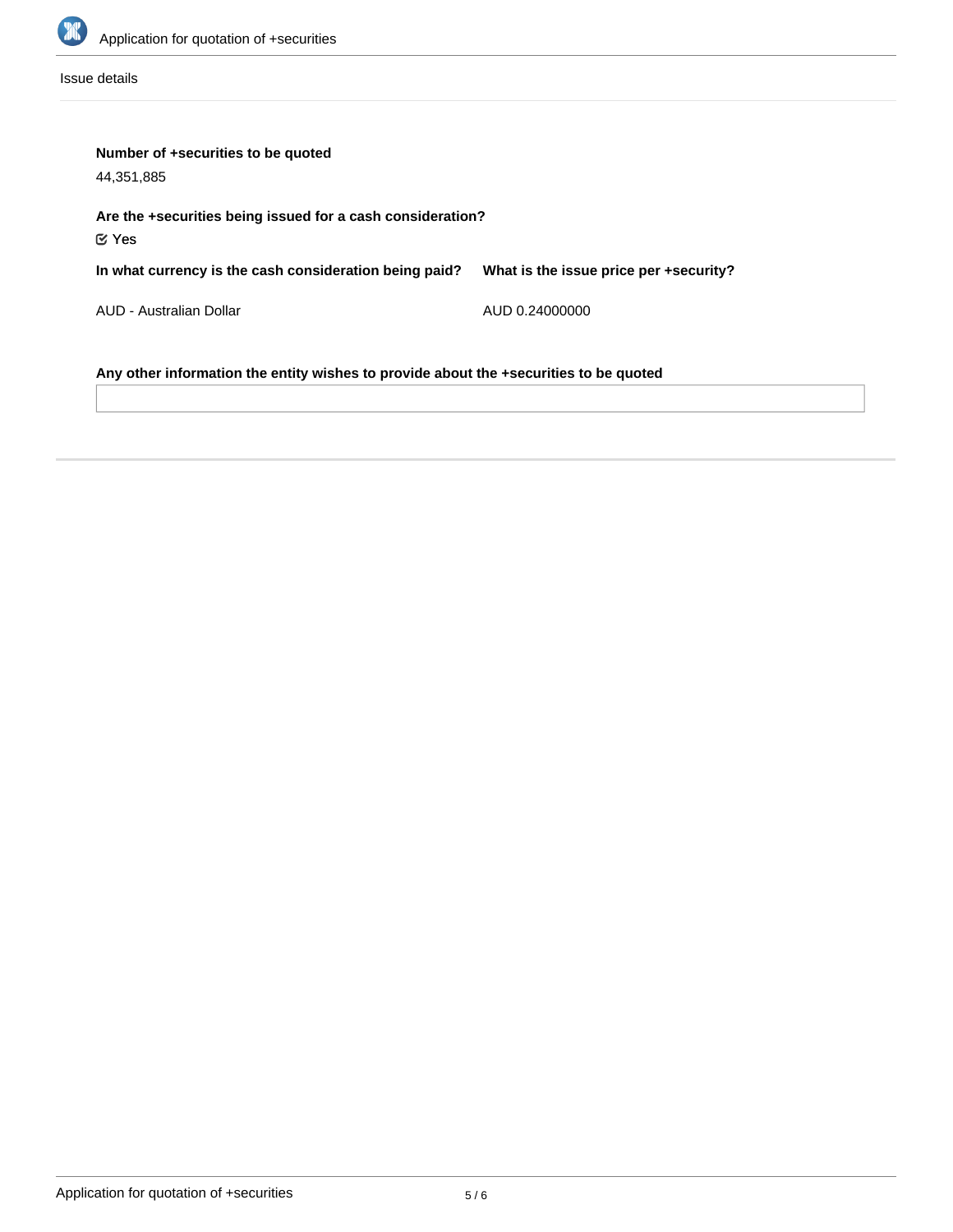Issue details

**Number of +securities to be quoted**

44,351,885

**Are the +securities being issued for a cash consideration?**

☑ Yes

| In what currency is the cash consideration being paid? | What is the issue price per +security? |
| --- | --- |
| AUD - Australian Dollar | AUD 0.24000000 |

**Any other information the entity wishes to provide about the +securities to be quoted**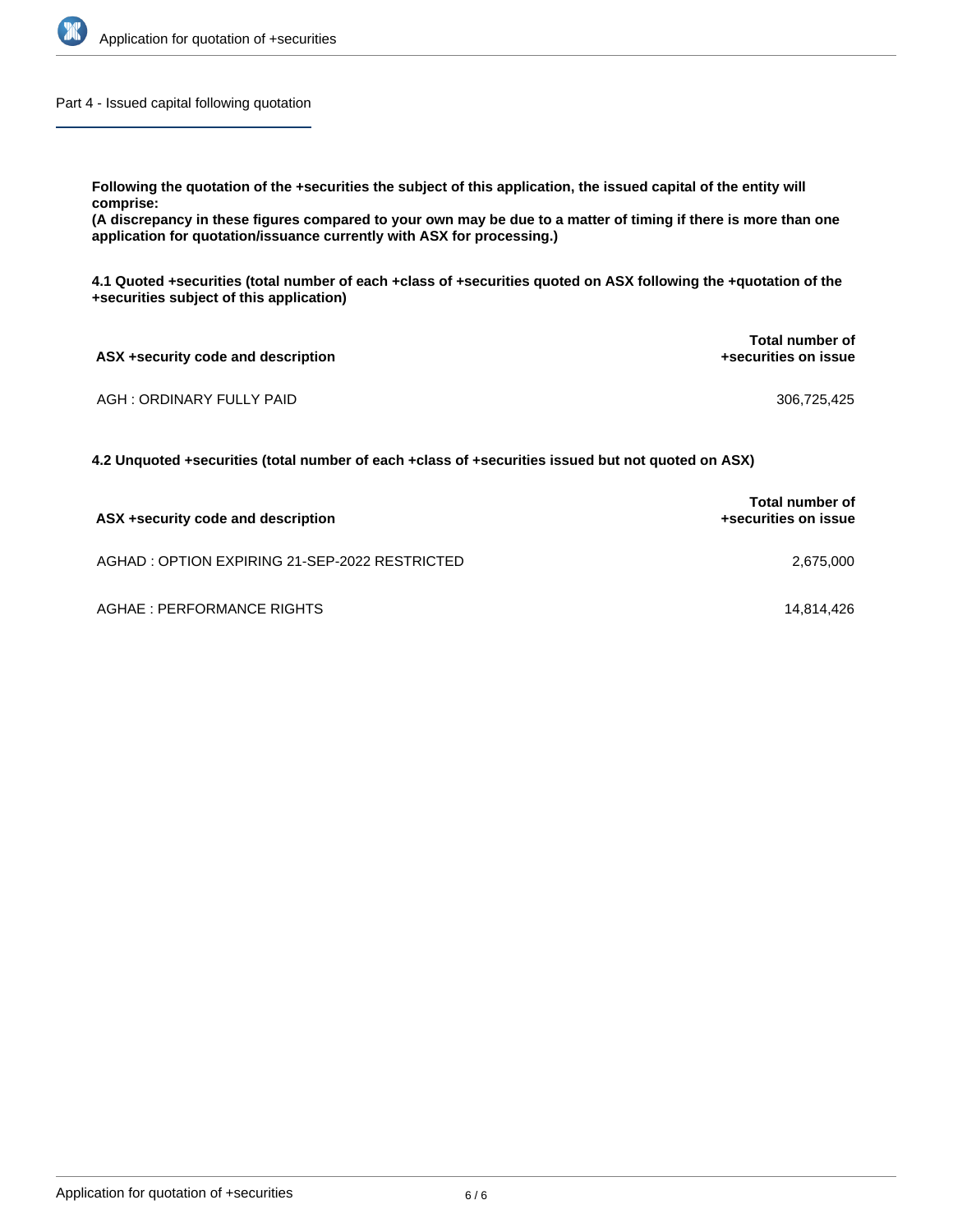## Part 4 - Issued capital following quotation

**Following the quotation of the +securities the subject of this application, the issued capital of the entity will comprise:**
**(A discrepancy in these figures compared to your own may be due to a matter of timing if there is more than one application for quotation/issuance currently with ASX for processing.)**

**4.1 Quoted +securities (total number of each +class of +securities quoted on ASX following the +quotation of the +securities subject of this application)**

| ASX +security code and description | Total number of +securities on issue |
|---|---|
| AGH : ORDINARY FULLY PAID | 306,725,425 |

**4.2 Unquoted +securities (total number of each +class of +securities issued but not quoted on ASX)**

| ASX +security code and description | Total number of +securities on issue |
|---|---|
| AGHAD : OPTION EXPIRING 21-SEP-2022 RESTRICTED | 2,675,000 |
| AGHAE : PERFORMANCE RIGHTS | 14,814,426 |